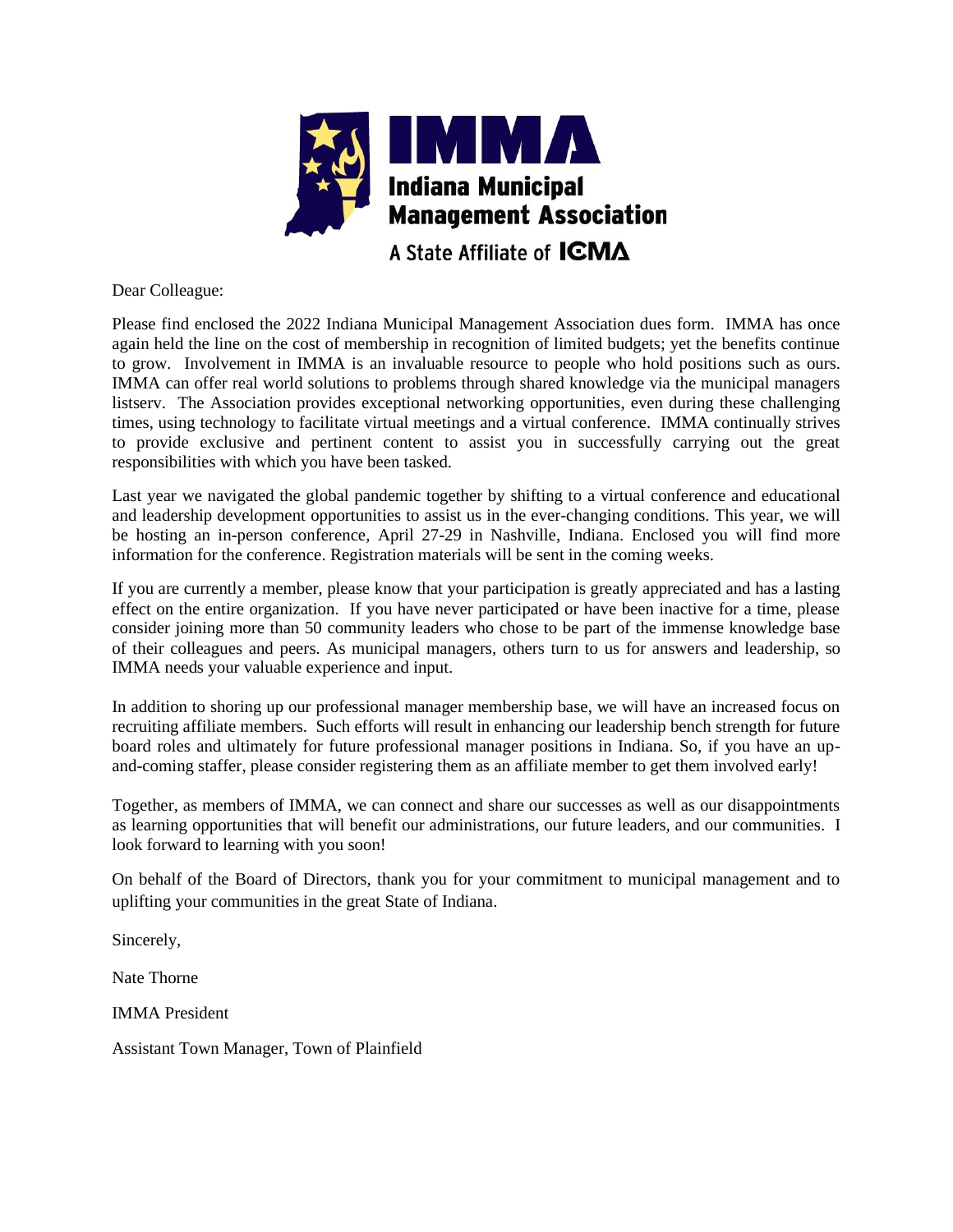**IMMA**

**Indiana Municipal Management Association**

A State Affiliate of ICMA

Dear Colleague:

Please find enclosed the 2022 Indiana Municipal Management Association dues form. IMMA has once again held the line on the cost of membership in recognition of limited budgets; yet the benefits continue to grow. Involvement in IMMA is an invaluable resource to people who hold positions such as ours. IMMA can offer real world solutions to problems through shared knowledge via the municipal managers listserv. The Association provides exceptional networking opportunities, even during these challenging times, using technology to facilitate virtual meetings and a virtual conference. IMMA continually strives to provide exclusive and pertinent content to assist you in successfully carrying out the great responsibilities with which you have been tasked.

Last year we navigated the global pandemic together by shifting to a virtual conference and educational and leadership development opportunities to assist us in the ever-changing conditions. This year, we will be hosting an in-person conference, April 27-29 in Nashville, Indiana. Enclosed you will find more information for the conference. Registration materials will be sent in the coming weeks.

If you are currently a member, please know that your participation is greatly appreciated and has a lasting effect on the entire organization. If you have never participated or have been inactive for a time, please consider joining more than 50 community leaders who chose to be part of the immense knowledge base of their colleagues and peers. As municipal managers, others turn to us for answers and leadership, so IMMA needs your valuable experience and input.

In addition to shoring up our professional manager membership base, we will have an increased focus on recruiting affiliate members. Such efforts will result in enhancing our leadership bench strength for future board roles and ultimately for future professional manager positions in Indiana. So, if you have an up-and-coming staffer, please consider registering them as an affiliate member to get them involved early!

Together, as members of IMMA, we can connect and share our successes as well as our disappointments as learning opportunities that will benefit our administrations, our future leaders, and our communities. I look forward to learning with you soon!

On behalf of the Board of Directors, thank you for your commitment to municipal management and to uplifting your communities in the great State of Indiana.

Sincerely,

Nate Thorne

IMMA President

Assistant Town Manager, Town of Plainfield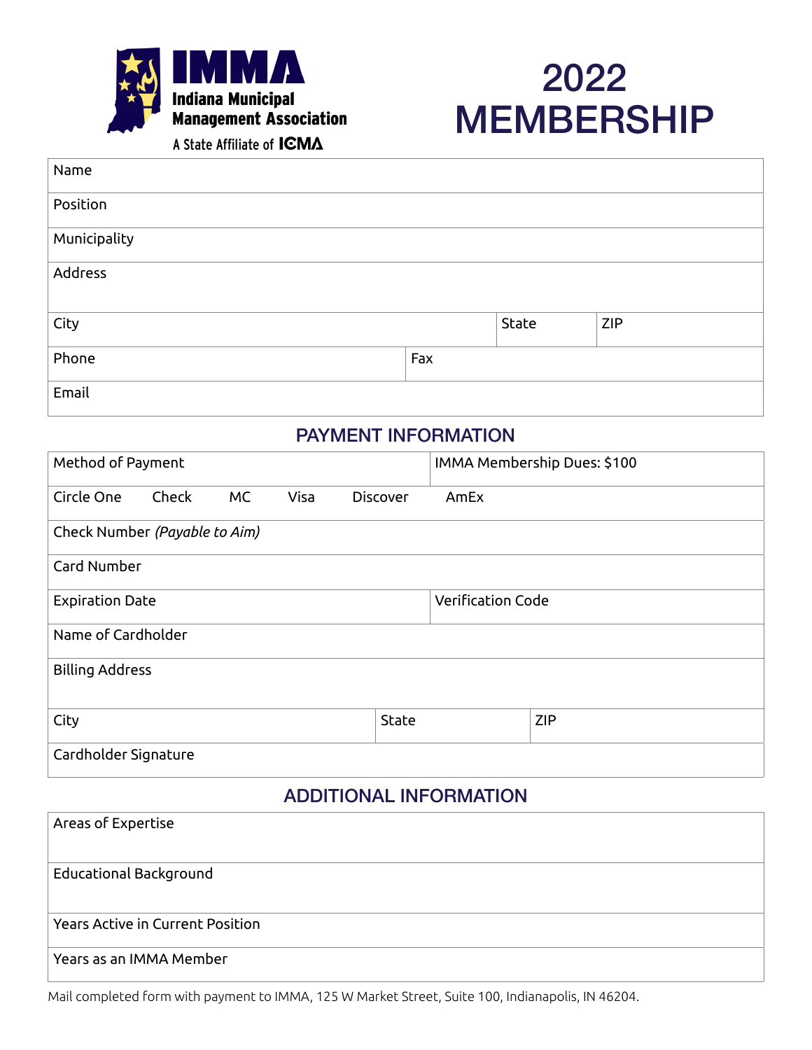IMMA
Indiana Municipal Management Association
A State Affiliate of ICMA

# 2022 MEMBERSHIP

| Name | | | |
|---|---|---|---|
| Position | | | |
| Municipality | | | |
| Address | | | |
| City | | State | ZIP |
| Phone | Fax | | |
| Email | | | |

## PAYMENT INFORMATION

| Method of Payment | | | | | IMMA Membership Dues: $100 |
|---|---|---|---|---|---|
| Circle One | Check | MC | Visa | Discover | AmEx |
| Check Number *(Payable to Aim)* | | | | | |
| Card Number | | | | | |
| Expiration Date | | | | | Verification Code |
| Name of Cardholder | | | | | |
| Billing Address | | | | | |
| City | State | ZIP | | | |
| Cardholder Signature | | | | | |

## ADDITIONAL INFORMATION

| Areas of Expertise |
|---|
| Educational Background |
| Years Active in Current Position |
| Years as an IMMA Member |

Mail completed form with payment to IMMA, 125 W Market Street, Suite 100, Indianapolis, IN 46204.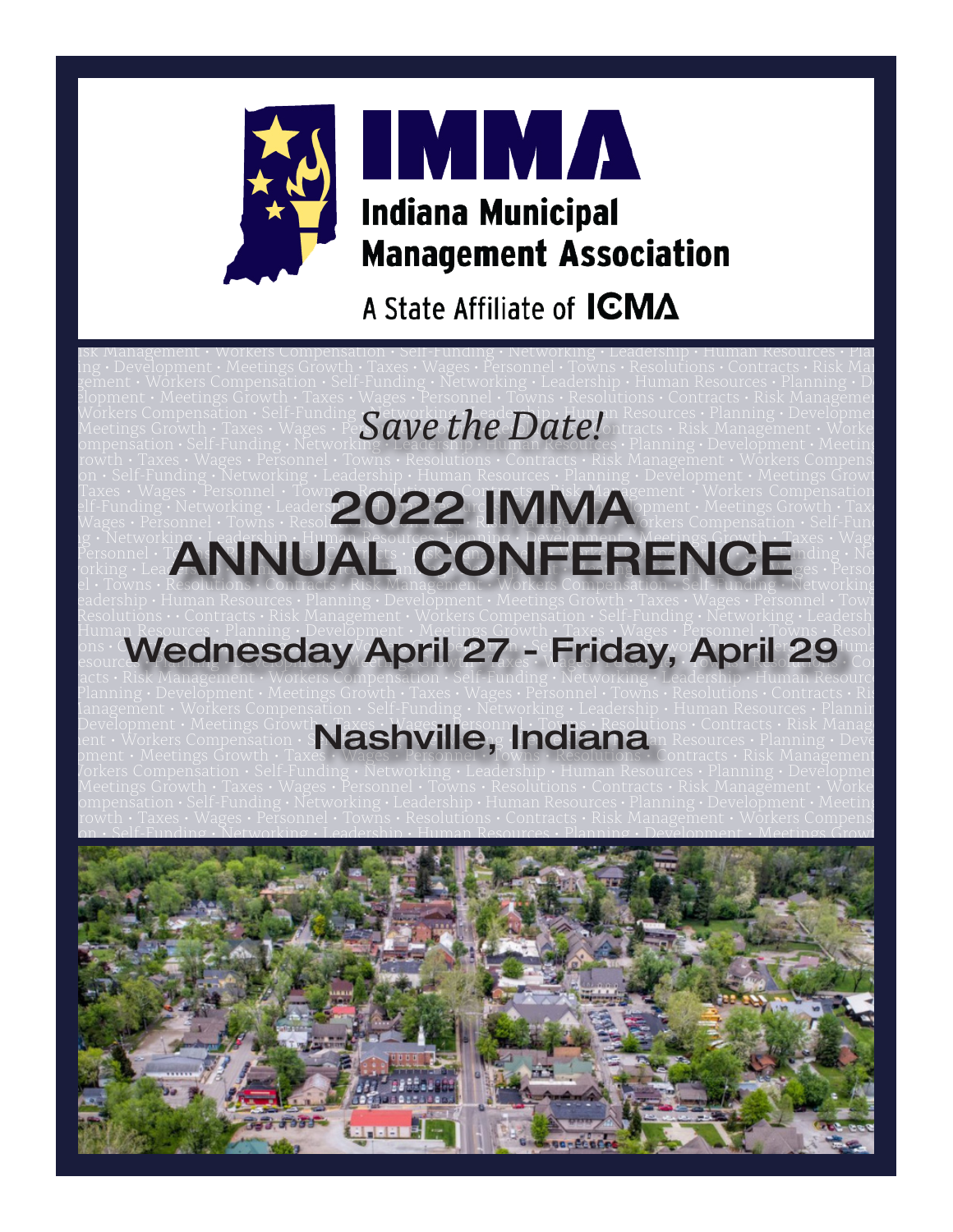# IMMA

**Indiana Municipal Management Association**

A State Affiliate of ICMA

*Save the Date!*

# 2022 IMMA ANNUAL CONFERENCE

## Wednesday April 27 - Friday, April 29

## Nashville, Indiana